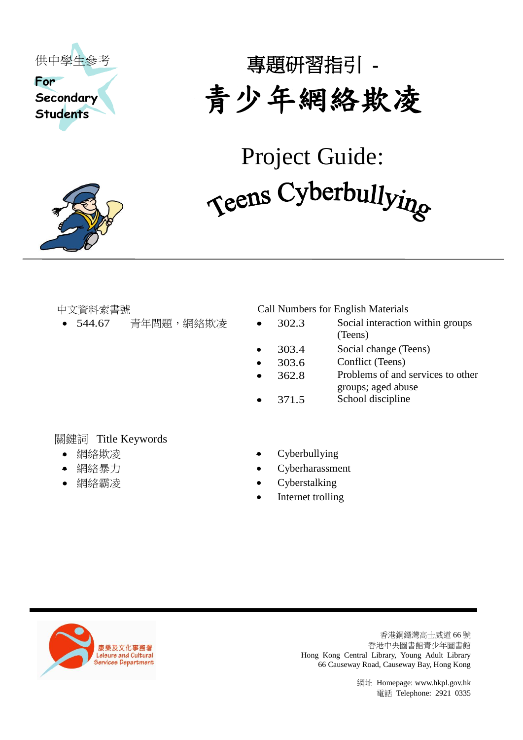供中學生參考

For Secondary Students

# 專題研習指引 - 青少年網絡欺凌

# Project Guide: Teens Cyberbullying

中文資料索書號

- 544.67　　青年問題，網絡欺凌

Call Numbers for English Materials

- 302.3　　Social interaction within groups (Teens)
- 303.4　　Social change (Teens)
- 303.6　　Conflict (Teens)
- 362.8　　Problems of and services to other groups; aged abuse
- 371.5　　School discipline

關鍵詞　Title Keywords

- 網絡欺凌
- 網絡暴力
- 網絡霸凌

- Cyberbullying
- Cyberharassment
- Cyberstalking
- Internet trolling

康樂及文化事務署
Leisure and Cultural Services Department

香港銅鑼灣高士威道 66 號
香港中央圖書館青少年圖書館
Hong Kong Central Library, Young Adult Library
66 Causeway Road, Causeway Bay, Hong Kong

網址 Homepage: www.hkpl.gov.hk
電話 Telephone: 2921 0335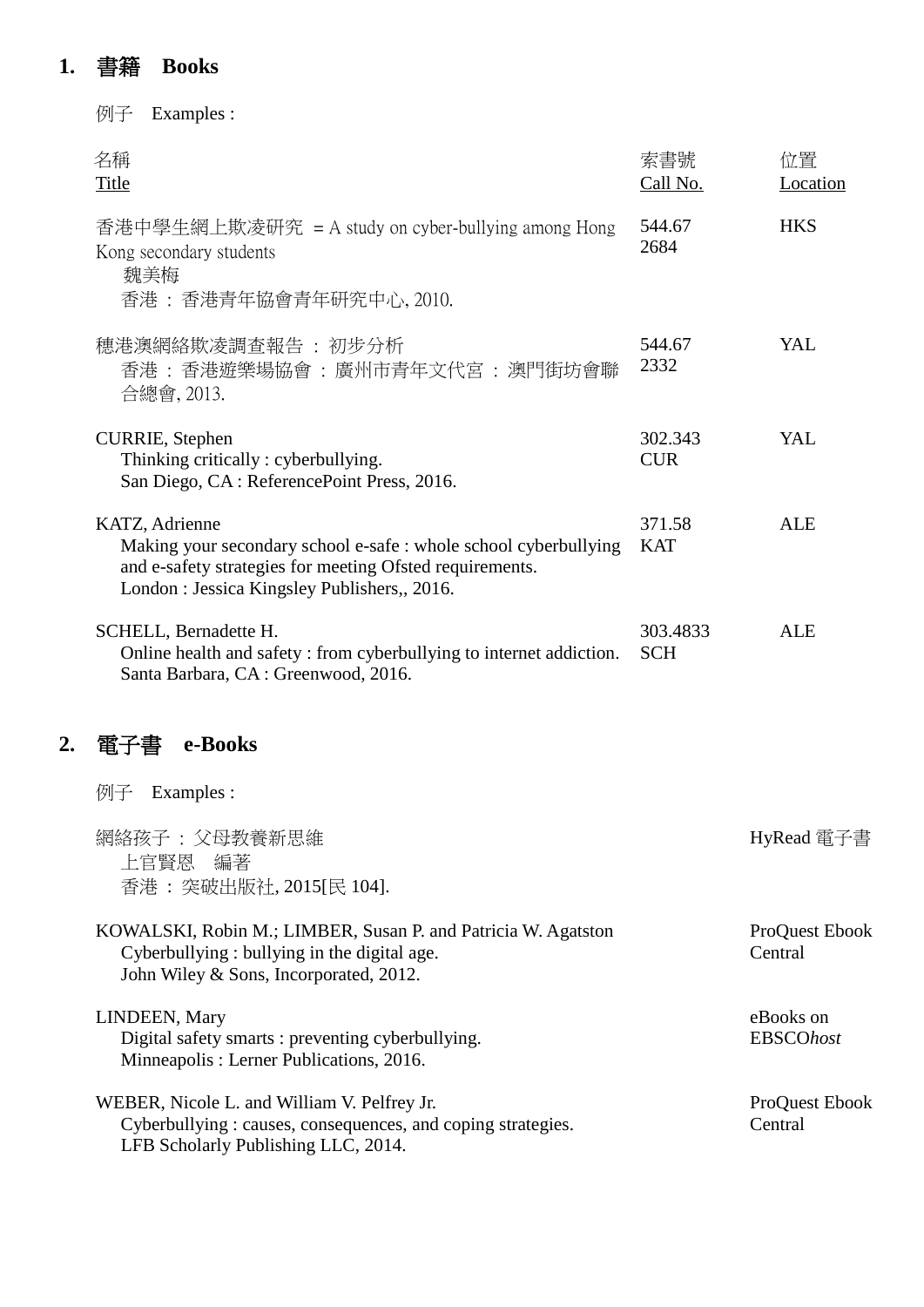## 1. 書籍　Books

例子　Examples :

| 名稱 Title | 索書號 Call No. | 位置 Location |
|---|---|---|
| 香港中學生網上欺凌研究 = A study on cyber-bullying among Hong Kong secondary students<br>魏美梅<br>香港 : 香港青年協會青年研究中心, 2010. | 544.67 2684 | HKS |
| 穗港澳網絡欺凌調查報告 : 初步分析<br>香港 : 香港遊樂場協會 : 廣州市青年文代宮 : 澳門街坊會聯合總會, 2013. | 544.67 2332 | YAL |
| CURRIE, Stephen<br>Thinking critically : cyberbullying.<br>San Diego, CA : ReferencePoint Press, 2016. | 302.343 CUR | YAL |
| KATZ, Adrienne<br>Making your secondary school e-safe : whole school cyberbullying and e-safety strategies for meeting Ofsted requirements.<br>London : Jessica Kingsley Publishers,, 2016. | 371.58 KAT | ALE |
| SCHELL, Bernadette H.<br>Online health and safety : from cyberbullying to internet addiction.<br>Santa Barbara, CA : Greenwood, 2016. | 303.4833 SCH | ALE |

## 2. 電子書　e-Books

例子　Examples :

| Title | Location |
|---|---|
| 網絡孩子 : 父母教養新思維<br>上官賢恩　編著<br>香港 : 突破出版社, 2015[民 104]. | HyRead 電子書 |
| KOWALSKI, Robin M.; LIMBER, Susan P. and Patricia W. Agatston<br>Cyberbullying : bullying in the digital age.<br>John Wiley & Sons, Incorporated, 2012. | ProQuest Ebook Central |
| LINDEEN, Mary<br>Digital safety smarts : preventing cyberbullying.<br>Minneapolis : Lerner Publications, 2016. | eBooks on EBSCO*host* |
| WEBER, Nicole L. and William V. Pelfrey Jr.<br>Cyberbullying : causes, consequences, and coping strategies.<br>LFB Scholarly Publishing LLC, 2014. | ProQuest Ebook Central |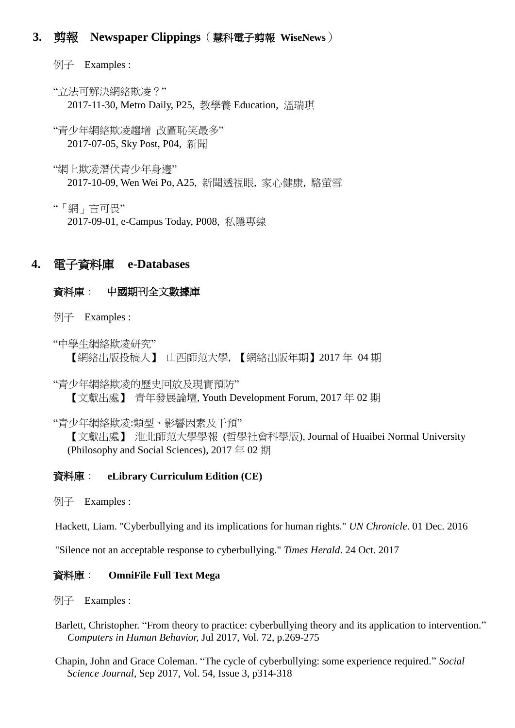## 3. 剪報　Newspaper Clippings（慧科電子剪報 WiseNews）

例子　Examples :

"立法可解決網絡欺凌？"
2017-11-30, Metro Daily, P25, 教學養 Education, 溫瑞琪

"青少年網絡欺凌趨增 改圖恥笑最多"
2017-07-05, Sky Post, P04, 新聞

"網上欺凌潛伏青少年身邊"
2017-10-09, Wen Wei Po, A25, 新聞透視眼, 家心健康, 駱螢雪

"「網」言可畏"
2017-09-01, e-Campus Today, P008, 私隱專線

## 4. 電子資料庫　e-Databases

### 資料庫：　中國期刊全文數據庫

例子　Examples :

"中學生網絡欺凌研究"
【網絡出版投稿人】 山西師范大學, 【網絡出版年期】2017 年 04 期

"青少年網絡欺凌的歷史回放及現實預防"
【文獻出處】 青年發展論壇, Youth Development Forum, 2017 年 02 期

"青少年網絡欺凌:類型、影響因素及干預"
【文獻出處】 淮北師范大學學報 (哲學社會科學版), Journal of Huaibei Normal University (Philosophy and Social Sciences), 2017 年 02 期

### 資料庫：　eLibrary Curriculum Edition (CE)

例子　Examples :

Hackett, Liam. "Cyberbullying and its implications for human rights." *UN Chronicle*. 01 Dec. 2016

"Silence not an acceptable response to cyberbullying." *Times Herald*. 24 Oct. 2017

### 資料庫：　OmniFile Full Text Mega

例子　Examples :

Barlett, Christopher. "From theory to practice: cyberbullying theory and its application to intervention." *Computers in Human Behavior,* Jul 2017, Vol. 72, p.269-275

Chapin, John and Grace Coleman. "The cycle of cyberbullying: some experience required." *Social Science Journal*, Sep 2017, Vol. 54, Issue 3, p314-318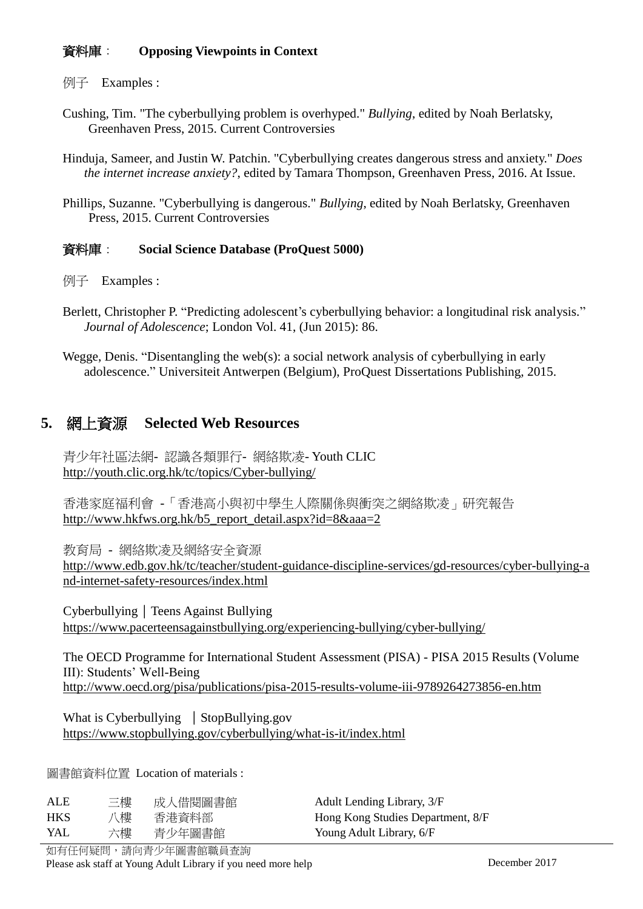**資料庫**： **Opposing Viewpoints in Context**

例子 Examples :

Cushing, Tim. "The cyberbullying problem is overhyped." *Bullying*, edited by Noah Berlatsky, Greenhaven Press, 2015. Current Controversies

Hinduja, Sameer, and Justin W. Patchin. "Cyberbullying creates dangerous stress and anxiety." *Does the internet increase anxiety?*, edited by Tamara Thompson, Greenhaven Press, 2016. At Issue.

Phillips, Suzanne. "Cyberbullying is dangerous." *Bullying*, edited by Noah Berlatsky, Greenhaven Press, 2015. Current Controversies

**資料庫**： **Social Science Database (ProQuest 5000)**

例子 Examples :

Berlett, Christopher P. "Predicting adolescent's cyberbullying behavior: a longitudinal risk analysis." *Journal of Adolescence*; London Vol. 41, (Jun 2015): 86.

Wegge, Denis. "Disentangling the web(s): a social network analysis of cyberbullying in early adolescence." Universiteit Antwerpen (Belgium), ProQuest Dissertations Publishing, 2015.

## 5. 網上資源 Selected Web Resources

青少年社區法網- 認識各類罪行- 網絡欺凌- Youth CLIC
http://youth.clic.org.hk/tc/topics/Cyber-bullying/

香港家庭福利會 -「香港高小與初中學生人際關係與衝突之網絡欺凌」研究報告
http://www.hkfws.org.hk/b5_report_detail.aspx?id=8&aaa=2

教育局 - 網絡欺凌及網絡安全資源
http://www.edb.gov.hk/tc/teacher/student-guidance-discipline-services/gd-resources/cyber-bullying-and-internet-safety-resources/index.html

Cyberbullying │ Teens Against Bullying
https://www.pacerteensagainstbullying.org/experiencing-bullying/cyber-bullying/

The OECD Programme for International Student Assessment (PISA) - PISA 2015 Results (Volume III): Students' Well-Being
http://www.oecd.org/pisa/publications/pisa-2015-results-volume-iii-9789264273856-en.htm

What is Cyberbullying │StopBullying.gov
https://www.stopbullying.gov/cyberbullying/what-is-it/index.html

圖書館資料位置 Location of materials :

| | | | |
|---|---|---|---|
| ALE | 三樓 | 成人借閱圖書館 | Adult Lending Library, 3/F |
| HKS | 八樓 | 香港資料部 | Hong Kong Studies Department, 8/F |
| YAL | 六樓 | 青少年圖書館 | Young Adult Library, 6/F |

如有任何疑問，請向青少年圖書館職員查詢
Please ask staff at Young Adult Library if you need more help

December 2017